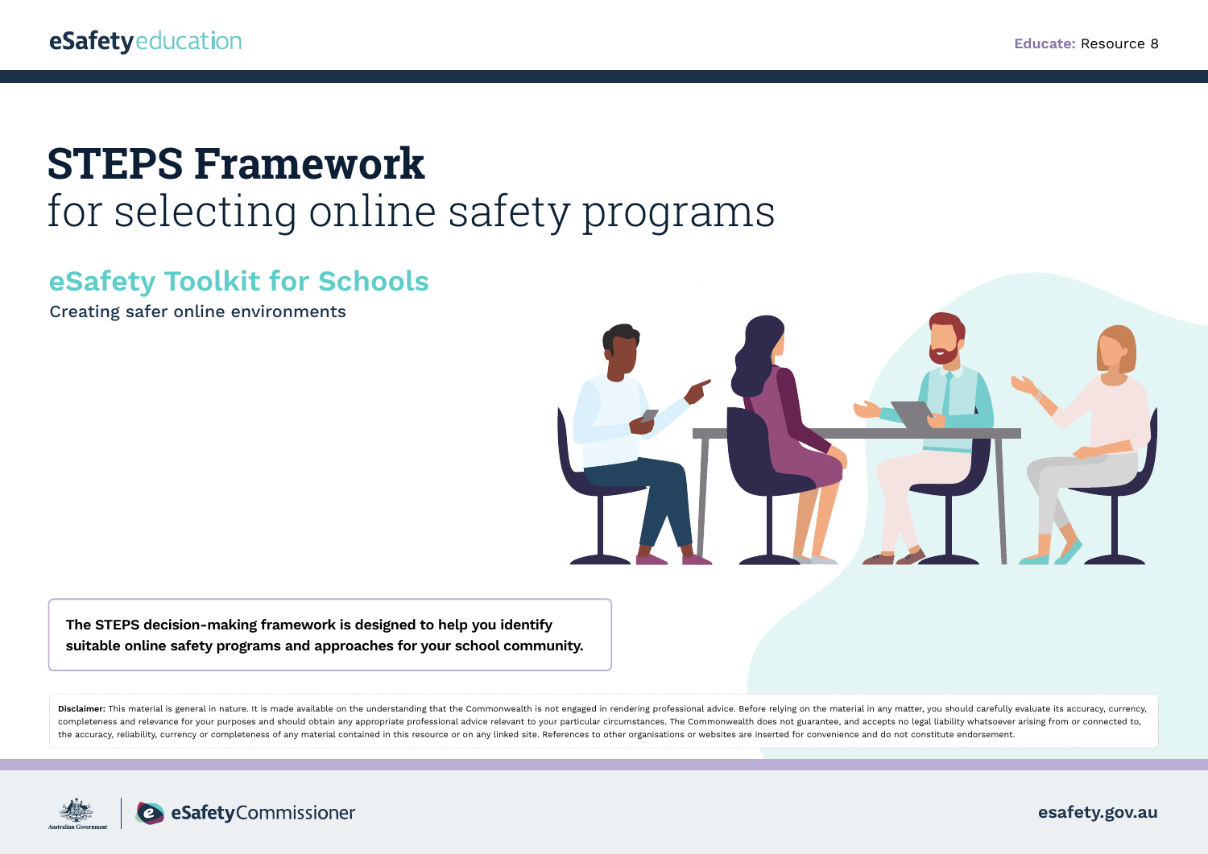eSafetyeducation

Educate: Resource 8

# STEPS Framework
for selecting online safety programs

## eSafety Toolkit for Schools

Creating safer online environments

**The STEPS decision-making framework is designed to help you identify suitable online safety programs and approaches for your school community.**

**Disclaimer:** This material is general in nature. It is made available on the understanding that the Commonwealth is not engaged in rendering professional advice. Before relying on the material in any matter, you should carefully evaluate its accuracy, currency, completeness and relevance for your purposes and should obtain any appropriate professional advice relevant to your particular circumstances. The Commonwealth does not guarantee, and accepts no legal liability whatsoever arising from or connected to, the accuracy, reliability, currency or completeness of any material contained in this resource or on any linked site. References to other organisations or websites are inserted for convenience and do not constitute endorsement.

Australian Government | eSafetyCommissioner

esafety.gov.au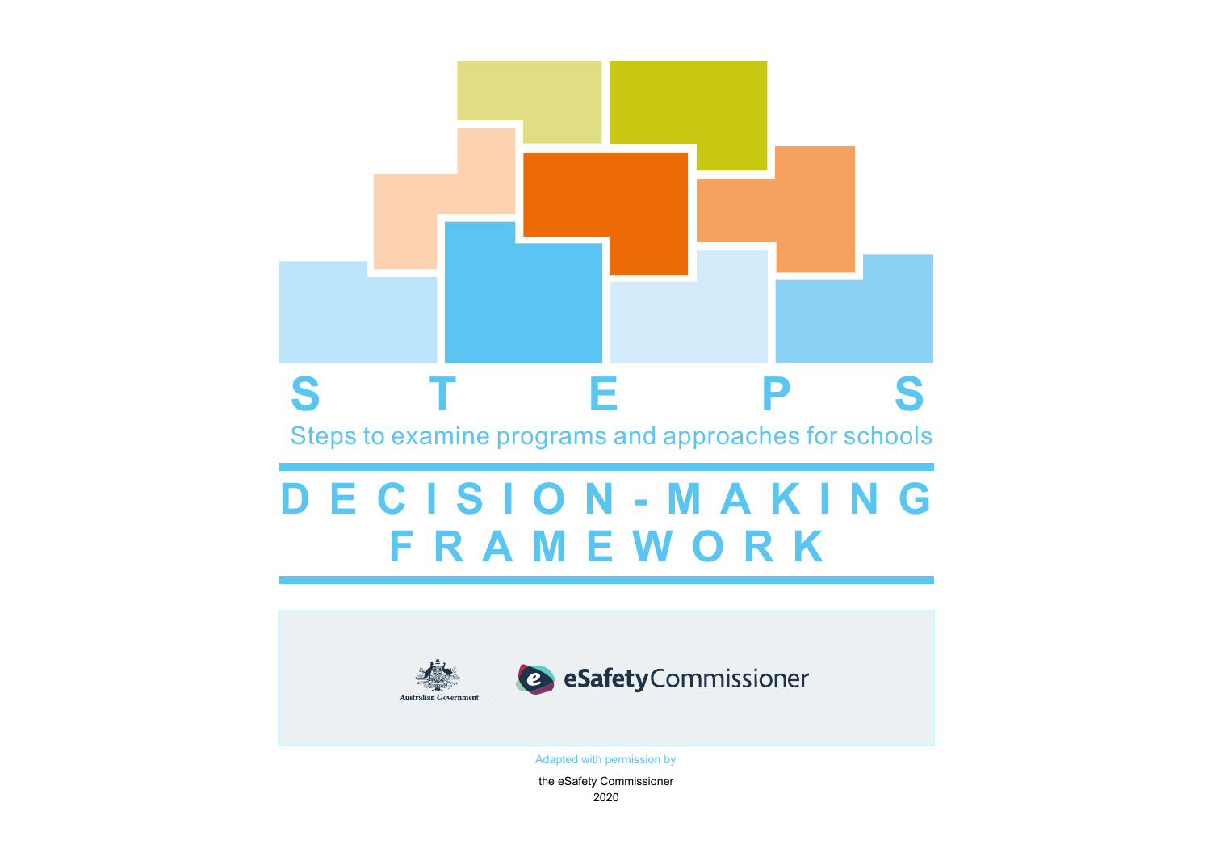# STEPS

Steps to examine programs and approaches for schools

# DECISION-MAKING FRAMEWORK

Australian Government | eSafetyCommissioner

Adapted with permission by

the eSafety Commissioner

2020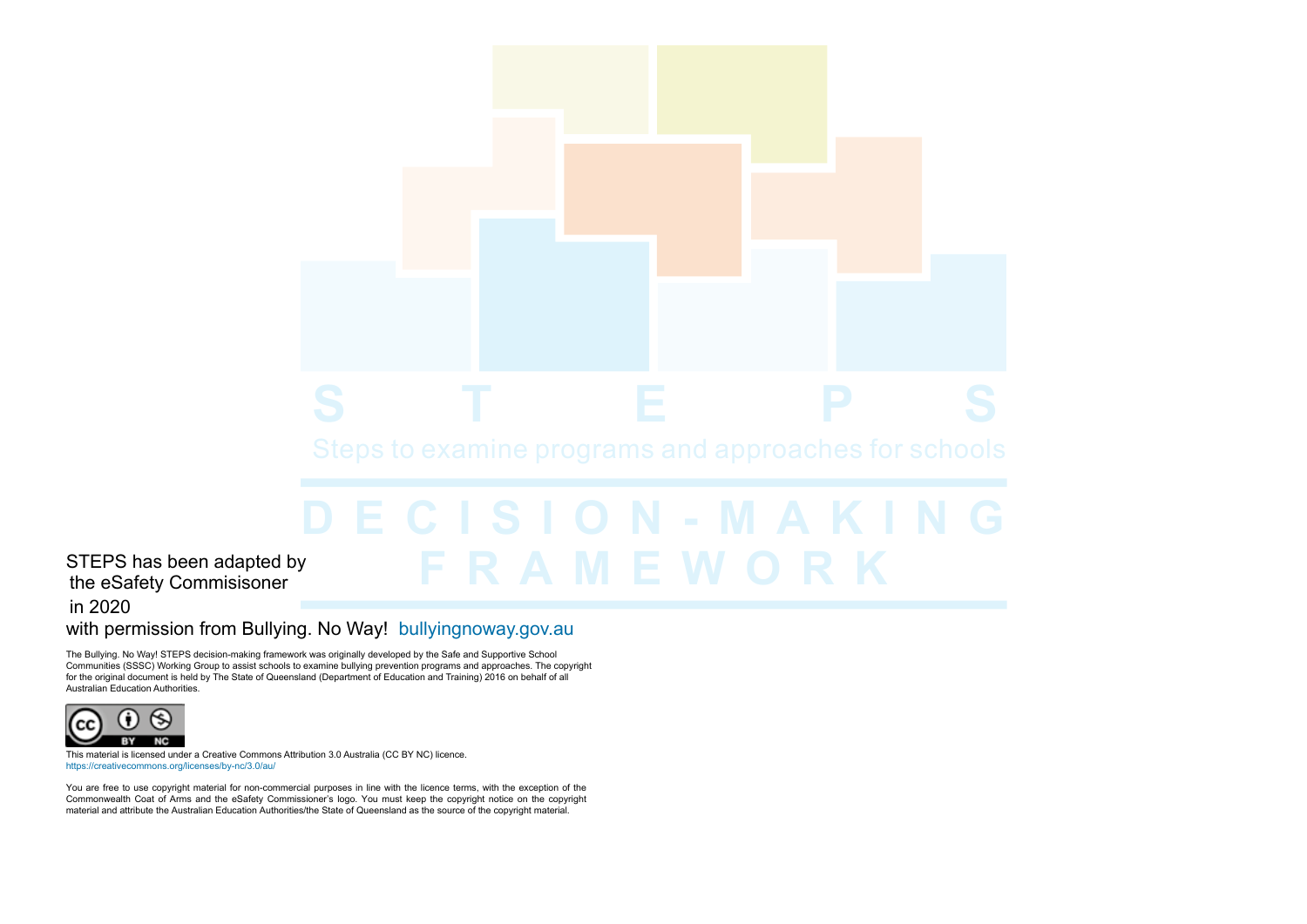# S T E P S

Steps to examine programs and approaches for schools

# DECISION-MAKING FRAMEWORK

STEPS has been adapted by
the eSafety Commisisoner
in 2020
with permission from Bullying. No Way! bullyingnoway.gov.au

The Bullying. No Way! STEPS decision-making framework was originally developed by the Safe and Supportive School Communities (SSSC) Working Group to assist schools to examine bullying prevention programs and approaches. The copyright for the original document is held by The State of Queensland (Department of Education and Training) 2016 on behalf of all Australian Education Authorities.

This material is licensed under a Creative Commons Attribution 3.0 Australia (CC BY NC) licence.
https://creativecommons.org/licenses/by-nc/3.0/au/

You are free to use copyright material for non-commercial purposes in line with the licence terms, with the exception of the Commonwealth Coat of Arms and the eSafety Commissioner's logo. You must keep the copyright notice on the copyright material and attribute the Australian Education Authorities/the State of Queensland as the source of the copyright material.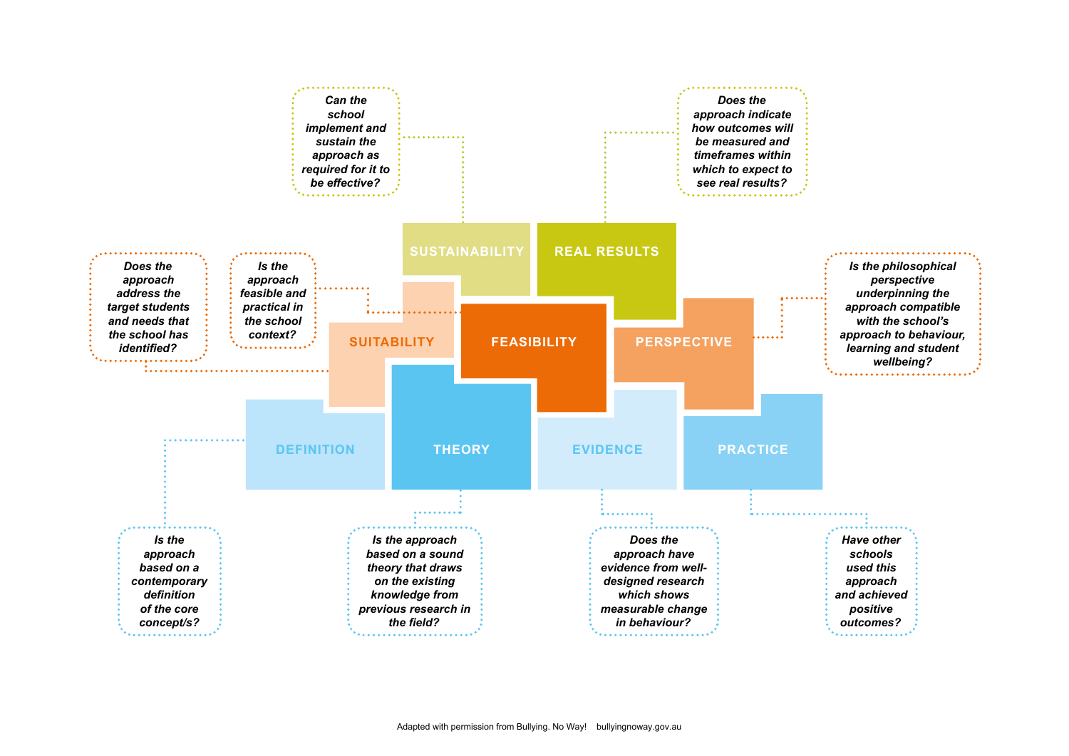**SUSTAINABILITY**

*Can the school implement and sustain the approach as required for it to be effective?*

**REAL RESULTS**

*Does the approach indicate how outcomes will be measured and timeframes within which to expect to see real results?*

**SUITABILITY**

*Does the approach address the target students and needs that the school has identified?*

**FEASIBILITY**

*Is the approach feasible and practical in the school context?*

**PERSPECTIVE**

*Is the philosophical perspective underpinning the approach compatible with the school's approach to behaviour, learning and student wellbeing?*

**DEFINITION**

*Is the approach based on a contemporary definition of the core concept/s?*

**THEORY**

*Is the approach based on a sound theory that draws on the existing knowledge from previous research in the field?*

**EVIDENCE**

*Does the approach have evidence from well-designed research which shows measurable change in behaviour?*

**PRACTICE**

*Have other schools used this approach and achieved positive outcomes?*

Adapted with permission from Bullying. No Way! bullyingnoway.gov.au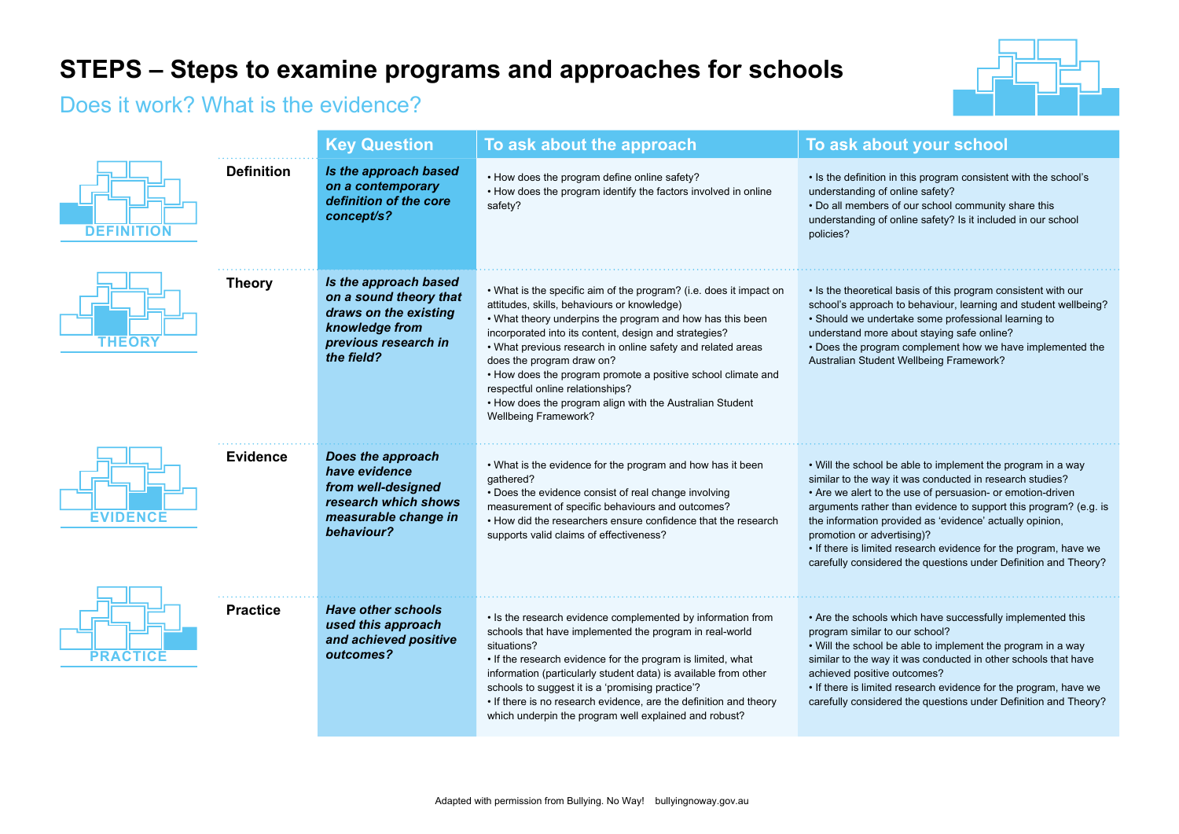# STEPS – Steps to examine programs and approaches for schools

## Does it work? What is the evidence?

| | Key Question | To ask about the approach | To ask about your school |
|---|---|---|---|
| **Definition** | ***Is the approach based on a contemporary definition of the core concept/s?*** | • How does the program define online safety?<br>• How does the program identify the factors involved in online safety? | • Is the definition in this program consistent with the school's understanding of online safety?<br>• Do all members of our school community share this understanding of online safety? Is it included in our school policies? |
| **Theory** | ***Is the approach based on a sound theory that draws on the existing knowledge from previous research in the field?*** | • What is the specific aim of the program? (i.e. does it impact on attitudes, skills, behaviours or knowledge)<br>• What theory underpins the program and how has this been incorporated into its content, design and strategies?<br>• What previous research in online safety and related areas does the program draw on?<br>• How does the program promote a positive school climate and respectful online relationships?<br>• How does the program align with the Australian Student Wellbeing Framework? | • Is the theoretical basis of this program consistent with our school's approach to behaviour, learning and student wellbeing?<br>• Should we undertake some professional learning to understand more about staying safe online?<br>• Does the program complement how we have implemented the Australian Student Wellbeing Framework? |
| **Evidence** | ***Does the approach have evidence from well-designed research which shows measurable change in behaviour?*** | • What is the evidence for the program and how has it been gathered?<br>• Does the evidence consist of real change involving measurement of specific behaviours and outcomes?<br>• How did the researchers ensure confidence that the research supports valid claims of effectiveness? | • Will the school be able to implement the program in a way similar to the way it was conducted in research studies?<br>• Are we alert to the use of persuasion- or emotion-driven arguments rather than evidence to support this program? (e.g. is the information provided as 'evidence' actually opinion, promotion or advertising)?<br>• If there is limited research evidence for the program, have we carefully considered the questions under Definition and Theory? |
| **Practice** | ***Have other schools used this approach and achieved positive outcomes?*** | • Is the research evidence complemented by information from schools that have implemented the program in real-world situations?<br>• If the research evidence for the program is limited, what information (particularly student data) is available from other schools to suggest it is a 'promising practice'?<br>• If there is no research evidence, are the definition and theory which underpin the program well explained and robust? | • Are the schools which have successfully implemented this program similar to our school?<br>• Will the school be able to implement the program in a way similar to the way it was conducted in other schools that have achieved positive outcomes?<br>• If there is limited research evidence for the program, have we carefully considered the questions under Definition and Theory? |

Adapted with permission from Bullying. No Way! bullyingnoway.gov.au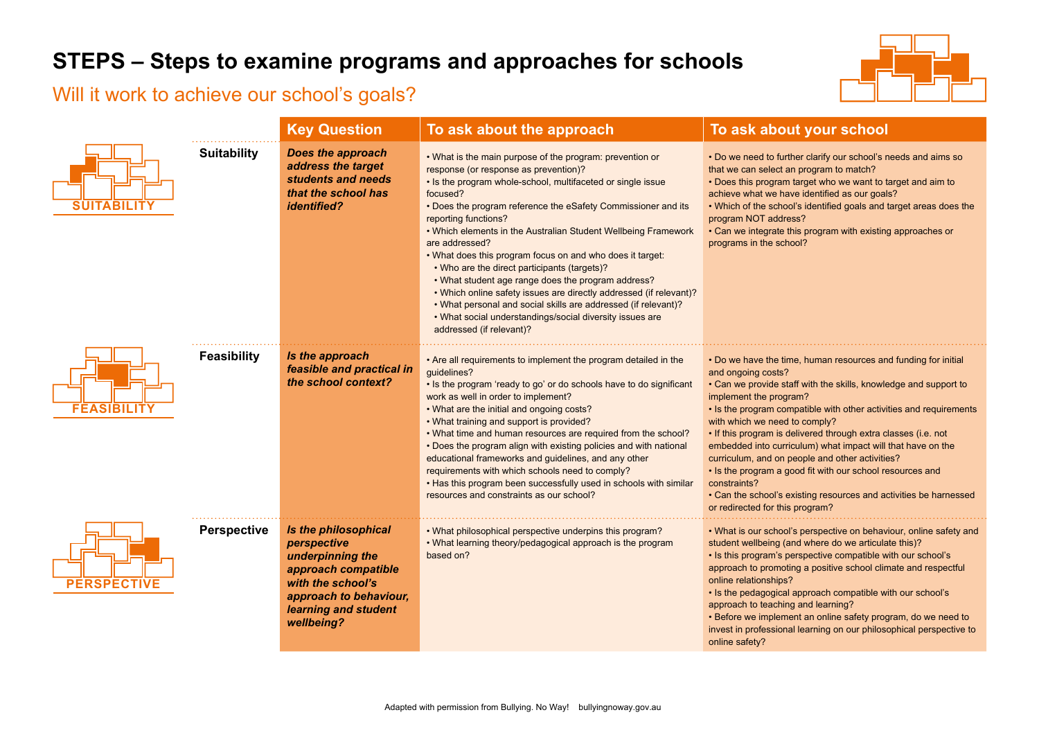# STEPS – Steps to examine programs and approaches for schools

## Will it work to achieve our school's goals?

| | Key Question | To ask about the approach | To ask about your school |
|---|---|---|---|
| **Suitability** | ***Does the approach address the target students and needs that the school has identified?*** | • What is the main purpose of the program: prevention or response (or response as prevention)?<br>• Is the program whole-school, multifaceted or single issue focused?<br>• Does the program reference the eSafety Commissioner and its reporting functions?<br>• Which elements in the Australian Student Wellbeing Framework are addressed?<br>• What does this program focus on and who does it target:<br>  • Who are the direct participants (targets)?<br>  • What student age range does the program address?<br>  • Which online safety issues are directly addressed (if relevant)?<br>  • What personal and social skills are addressed (if relevant)?<br>  • What social understandings/social diversity issues are addressed (if relevant)? | • Do we need to further clarify our school's needs and aims so that we can select an program to match?<br>• Does this program target who we want to target and aim to achieve what we have identified as our goals?<br>• Which of the school's identified goals and target areas does the program NOT address?<br>• Can we integrate this program with existing approaches or programs in the school? |
| **Feasibility** | ***Is the approach feasible and practical in the school context?*** | • Are all requirements to implement the program detailed in the guidelines?<br>• Is the program 'ready to go' or do schools have to do significant work as well in order to implement?<br>• What are the initial and ongoing costs?<br>• What training and support is provided?<br>• What time and human resources are required from the school?<br>• Does the program align with existing policies and with national educational frameworks and guidelines, and any other requirements with which schools need to comply?<br>• Has this program been successfully used in schools with similar resources and constraints as our school? | • Do we have the time, human resources and funding for initial and ongoing costs?<br>• Can we provide staff with the skills, knowledge and support to implement the program?<br>• Is the program compatible with other activities and requirements with which we need to comply?<br>• If this program is delivered through extra classes (i.e. not embedded into curriculum) what impact will that have on the curriculum, and on people and other activities?<br>• Is the program a good fit with our school resources and constraints?<br>• Can the school's existing resources and activities be harnessed or redirected for this program? |
| **Perspective** | ***Is the philosophical perspective underpinning the approach compatible with the school's approach to behaviour, learning and student wellbeing?*** | • What philosophical perspective underpins this program?<br>• What learning theory/pedagogical approach is the program based on? | • What is our school's perspective on behaviour, online safety and student wellbeing (and where do we articulate this)?<br>• Is this program's perspective compatible with our school's approach to promoting a positive school climate and respectful online relationships?<br>• Is the pedagogical approach compatible with our school's approach to teaching and learning?<br>• Before we implement an online safety program, do we need to invest in professional learning on our philosophical perspective to online safety? |

Adapted with permission from Bullying. No Way! bullyingnoway.gov.au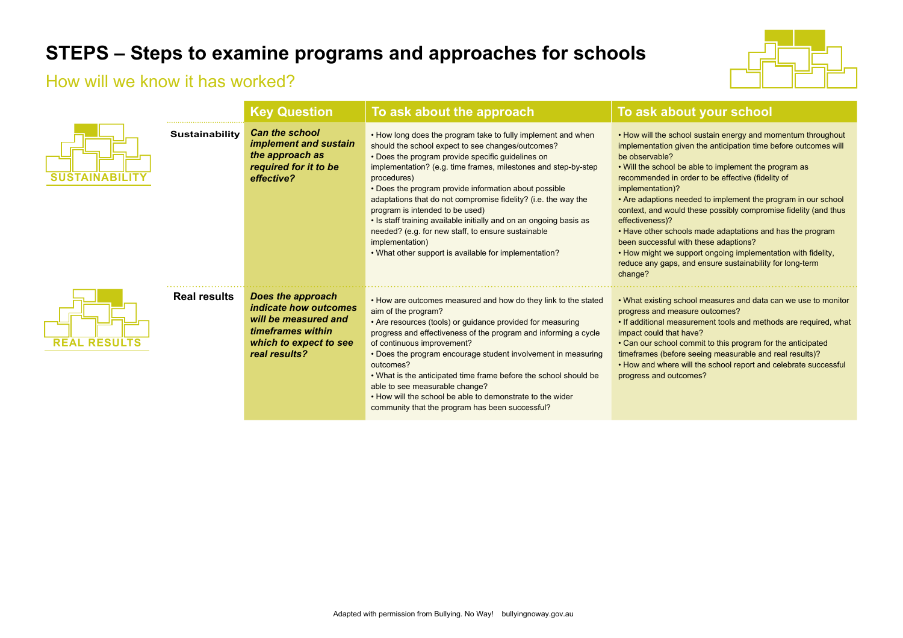# STEPS – Steps to examine programs and approaches for schools

## How will we know it has worked?

| | Key Question | To ask about the approach | To ask about your school |
|---|---|---|---|
| **Sustainability** | ***Can the school implement and sustain the approach as required for it to be effective?*** | • How long does the program take to fully implement and when should the school expect to see changes/outcomes?<br>• Does the program provide specific guidelines on implementation? (e.g. time frames, milestones and step-by-step procedures)<br>• Does the program provide information about possible adaptations that do not compromise fidelity? (i.e. the way the program is intended to be used)<br>• Is staff training available initially and on an ongoing basis as needed? (e.g. for new staff, to ensure sustainable implementation)<br>• What other support is available for implementation? | • How will the school sustain energy and momentum throughout implementation given the anticipation time before outcomes will be observable?<br>• Will the school be able to implement the program as recommended in order to be effective (fidelity of implementation)?<br>• Are adaptions needed to implement the program in our school context, and would these possibly compromise fidelity (and thus effectiveness)?<br>• Have other schools made adaptations and has the program been successful with these adaptions?<br>• How might we support ongoing implementation with fidelity, reduce any gaps, and ensure sustainability for long-term change? |
| **Real results** | ***Does the approach indicate how outcomes will be measured and timeframes within which to expect to see real results?*** | • How are outcomes measured and how do they link to the stated aim of the program?<br>• Are resources (tools) or guidance provided for measuring progress and effectiveness of the program and informing a cycle of continuous improvement?<br>• Does the program encourage student involvement in measuring outcomes?<br>• What is the anticipated time frame before the school should be able to see measurable change?<br>• How will the school be able to demonstrate to the wider community that the program has been successful? | • What existing school measures and data can we use to monitor progress and measure outcomes?<br>• If additional measurement tools and methods are required, what impact could that have?<br>• Can our school commit to this program for the anticipated timeframes (before seeing measurable and real results)?<br>• How and where will the school report and celebrate successful progress and outcomes? |

Adapted with permission from Bullying. No Way! bullyingnoway.gov.au